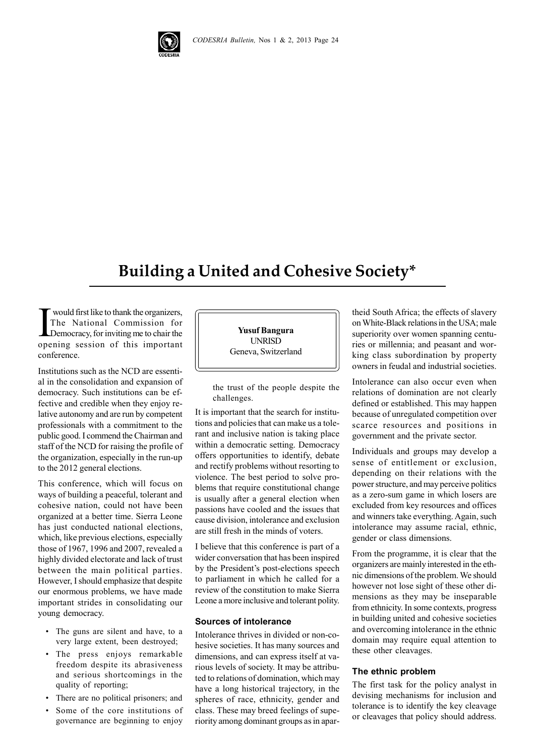# Building a United and Cohesive Society*

**Yusuf Bangura**
UNRISD
Geneva, Switzerland

I would first like to thank the organizers, The National Commission for Democracy, for inviting me to chair the opening session of this important conference.

Institutions such as the NCD are essential in the consolidation and expansion of democracy. Such institutions can be effective and credible when they enjoy relative autonomy and are run by competent professionals with a commitment to the public good. I commend the Chairman and staff of the NCD for raising the profile of the organization, especially in the run-up to the 2012 general elections.

This conference, which will focus on ways of building a peaceful, tolerant and cohesive nation, could not have been organized at a better time. Sierra Leone has just conducted national elections, which, like previous elections, especially those of 1967, 1996 and 2007, revealed a highly divided electorate and lack of trust between the main political parties. However, I should emphasize that despite our enormous problems, we have made important strides in consolidating our young democracy.

- The guns are silent and have, to a very large extent, been destroyed;
- The press enjoys remarkable freedom despite its abrasiveness and serious shortcomings in the quality of reporting;
- There are no political prisoners; and
- Some of the core institutions of governance are beginning to enjoy the trust of the people despite the challenges.

It is important that the search for institutions and policies that can make us a tolerant and inclusive nation is taking place within a democratic setting. Democracy offers opportunities to identify, debate and rectify problems without resorting to violence. The best period to solve problems that require constitutional change is usually after a general election when passions have cooled and the issues that cause division, intolerance and exclusion are still fresh in the minds of voters.

I believe that this conference is part of a wider conversation that has been inspired by the President's post-elections speech to parliament in which he called for a review of the constitution to make Sierra Leone a more inclusive and tolerant polity.

### Sources of intolerance

Intolerance thrives in divided or non-cohesive societies. It has many sources and dimensions, and can express itself at various levels of society. It may be attributed to relations of domination, which may have a long historical trajectory, in the spheres of race, ethnicity, gender and class. These may breed feelings of superiority among dominant groups as in apartheid South Africa; the effects of slavery on White-Black relations in the USA; male superiority over women spanning centuries or millennia; and peasant and working class subordination by property owners in feudal and industrial societies.

Intolerance can also occur even when relations of domination are not clearly defined or established. This may happen because of unregulated competition over scarce resources and positions in government and the private sector.

Individuals and groups may develop a sense of entitlement or exclusion, depending on their relations with the power structure, and may perceive politics as a zero-sum game in which losers are excluded from key resources and offices and winners take everything. Again, such intolerance may assume racial, ethnic, gender or class dimensions.

From the programme, it is clear that the organizers are mainly interested in the ethnic dimensions of the problem. We should however not lose sight of these other dimensions as they may be inseparable from ethnicity. In some contexts, progress in building united and cohesive societies and overcoming intolerance in the ethnic domain may require equal attention to these other cleavages.

### The ethnic problem

The first task for the policy analyst in devising mechanisms for inclusion and tolerance is to identify the key cleavage or cleavages that policy should address.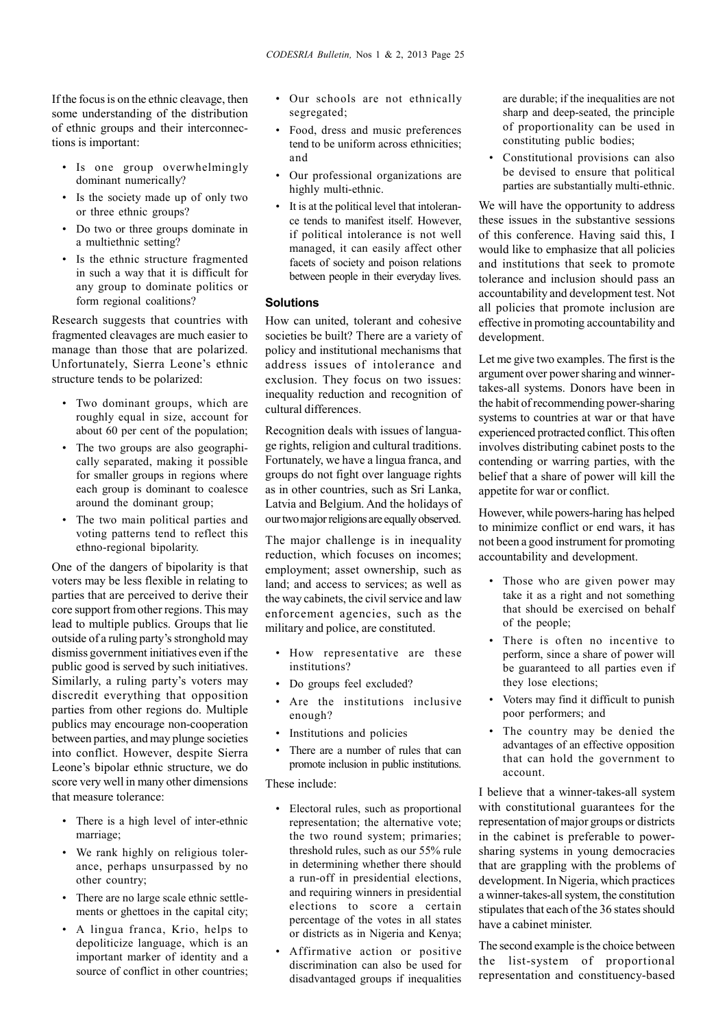If the focus is on the ethnic cleavage, then some understanding of the distribution of ethnic groups and their interconnections is important:

- Is one group overwhelmingly dominant numerically?
- Is the society made up of only two or three ethnic groups?
- Do two or three groups dominate in a multiethnic setting?
- Is the ethnic structure fragmented in such a way that it is difficult for any group to dominate politics or form regional coalitions?

Research suggests that countries with fragmented cleavages are much easier to manage than those that are polarized. Unfortunately, Sierra Leone's ethnic structure tends to be polarized:

- Two dominant groups, which are roughly equal in size, account for about 60 per cent of the population;
- The two groups are also geographically separated, making it possible for smaller groups in regions where each group is dominant to coalesce around the dominant group;
- The two main political parties and voting patterns tend to reflect this ethno-regional bipolarity.

One of the dangers of bipolarity is that voters may be less flexible in relating to parties that are perceived to derive their core support from other regions. This may lead to multiple publics. Groups that lie outside of a ruling party's stronghold may dismiss government initiatives even if the public good is served by such initiatives. Similarly, a ruling party's voters may discredit everything that opposition parties from other regions do. Multiple publics may encourage non-cooperation between parties, and may plunge societies into conflict. However, despite Sierra Leone's bipolar ethnic structure, we do score very well in many other dimensions that measure tolerance:

- There is a high level of inter-ethnic marriage;
- We rank highly on religious tolerance, perhaps unsurpassed by no other country;
- There are no large scale ethnic settlements or ghettoes in the capital city;
- A lingua franca, Krio, helps to depoliticize language, which is an important marker of identity and a source of conflict in other countries;
- Our schools are not ethnically segregated;
- Food, dress and music preferences tend to be uniform across ethnicities; and
- Our professional organizations are highly multi-ethnic.
- It is at the political level that intolerance tends to manifest itself. However, if political intolerance is not well managed, it can easily affect other facets of society and poison relations between people in their everyday lives.

### Solutions

How can united, tolerant and cohesive societies be built? There are a variety of policy and institutional mechanisms that address issues of intolerance and exclusion. They focus on two issues: inequality reduction and recognition of cultural differences.

Recognition deals with issues of language rights, religion and cultural traditions. Fortunately, we have a lingua franca, and groups do not fight over language rights as in other countries, such as Sri Lanka, Latvia and Belgium. And the holidays of our two major religions are equally observed.

The major challenge is in inequality reduction, which focuses on incomes; employment; asset ownership, such as land; and access to services; as well as the way cabinets, the civil service and law enforcement agencies, such as the military and police, are constituted.

- How representative are these institutions?
- Do groups feel excluded?
- Are the institutions inclusive enough?
- Institutions and policies
- There are a number of rules that can promote inclusion in public institutions.

These include:

- Electoral rules, such as proportional representation; the alternative vote; the two round system; primaries; threshold rules, such as our 55% rule in determining whether there should a run-off in presidential elections, and requiring winners in presidential elections to score a certain percentage of the votes in all states or districts as in Nigeria and Kenya;
- Affirmative action or positive discrimination can also be used for disadvantaged groups if inequalities are durable; if the inequalities are not sharp and deep-seated, the principle of proportionality can be used in constituting public bodies;
- Constitutional provisions can also be devised to ensure that political parties are substantially multi-ethnic.

We will have the opportunity to address these issues in the substantive sessions of this conference. Having said this, I would like to emphasize that all policies and institutions that seek to promote tolerance and inclusion should pass an accountability and development test. Not all policies that promote inclusion are effective in promoting accountability and development.

Let me give two examples. The first is the argument over power sharing and winner-takes-all systems. Donors have been in the habit of recommending power-sharing systems to countries at war or that have experienced protracted conflict. This often involves distributing cabinet posts to the contending or warring parties, with the belief that a share of power will kill the appetite for war or conflict.

However, while powers-haring has helped to minimize conflict or end wars, it has not been a good instrument for promoting accountability and development.

- Those who are given power may take it as a right and not something that should be exercised on behalf of the people;
- There is often no incentive to perform, since a share of power will be guaranteed to all parties even if they lose elections;
- Voters may find it difficult to punish poor performers; and
- The country may be denied the advantages of an effective opposition that can hold the government to account.

I believe that a winner-takes-all system with constitutional guarantees for the representation of major groups or districts in the cabinet is preferable to power-sharing systems in young democracies that are grappling with the problems of development. In Nigeria, which practices a winner-takes-all system, the constitution stipulates that each of the 36 states should have a cabinet minister.

The second example is the choice between the list-system of proportional representation and constituency-based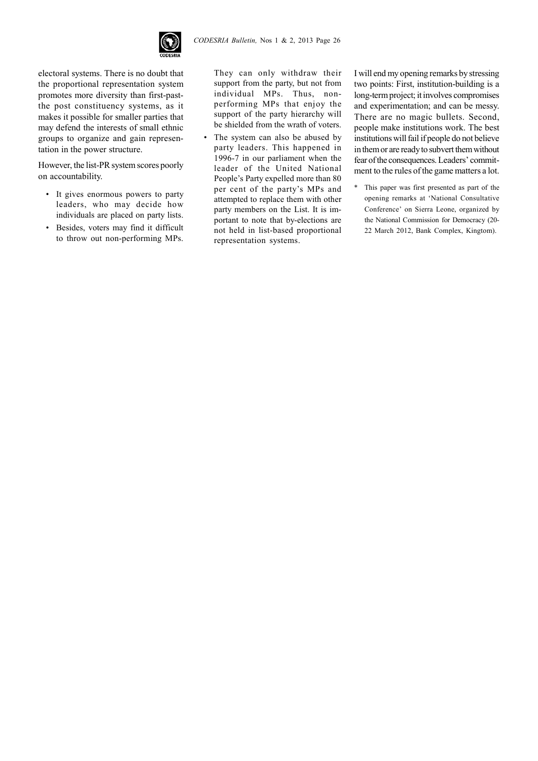electoral systems. There is no doubt that the proportional representation system promotes more diversity than first-past-the post constituency systems, as it makes it possible for smaller parties that may defend the interests of small ethnic groups to organize and gain representation in the power structure.

However, the list-PR system scores poorly on accountability.

- It gives enormous powers to party leaders, who may decide how individuals are placed on party lists.
- Besides, voters may find it difficult to throw out non-performing MPs. They can only withdraw their support from the party, but not from individual MPs. Thus, non-performing MPs that enjoy the support of the party hierarchy will be shielded from the wrath of voters.
- The system can also be abused by party leaders. This happened in 1996-7 in our parliament when the leader of the United National People's Party expelled more than 80 per cent of the party's MPs and attempted to replace them with other party members on the List. It is important to note that by-elections are not held in list-based proportional representation systems.

I will end my opening remarks by stressing two points: First, institution-building is a long-term project; it involves compromises and experimentation; and can be messy. There are no magic bullets. Second, people make institutions work. The best institutions will fail if people do not believe in them or are ready to subvert them without fear of the consequences. Leaders' commitment to the rules of the game matters a lot.

\* This paper was first presented as part of the opening remarks at 'National Consultative Conference' on Sierra Leone, organized by the National Commission for Democracy (20-22 March 2012, Bank Complex, Kingtom).